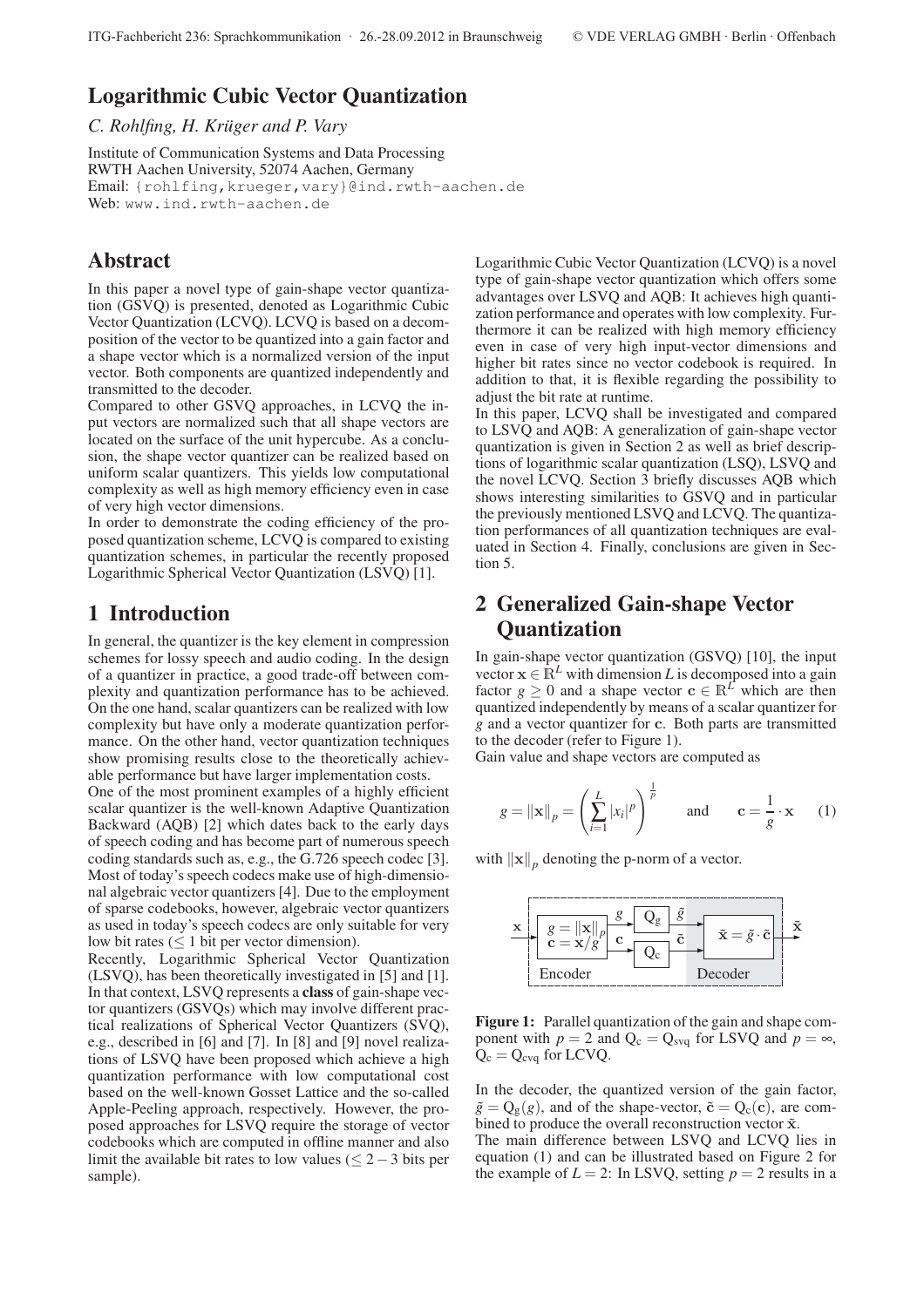# Logarithmic Cubic Vector Quantization

*C. Rohlfing, H. Krüger and P. Vary*

Institute of Communication Systems and Data Processing
RWTH Aachen University, 52074 Aachen, Germany
Email: {rohlfing,krueger,vary}@ind.rwth-aachen.de
Web: www.ind.rwth-aachen.de

## Abstract

In this paper a novel type of gain-shape vector quantization (GSVQ) is presented, denoted as Logarithmic Cubic Vector Quantization (LCVQ). LCVQ is based on a decomposition of the vector to be quantized into a gain factor and a shape vector which is a normalized version of the input vector. Both components are quantized independently and transmitted to the decoder.

Compared to other GSVQ approaches, in LCVQ the input vectors are normalized such that all shape vectors are located on the surface of the unit hypercube. As a conclusion, the shape vector quantizer can be realized based on uniform scalar quantizers. This yields low computational complexity as well as high memory efficiency even in case of very high vector dimensions.

In order to demonstrate the coding efficiency of the proposed quantization scheme, LCVQ is compared to existing quantization schemes, in particular the recently proposed Logarithmic Spherical Vector Quantization (LSVQ) [1].

## 1 Introduction

In general, the quantizer is the key element in compression schemes for lossy speech and audio coding. In the design of a quantizer in practice, a good trade-off between complexity and quantization performance has to be achieved. On the one hand, scalar quantizers can be realized with low complexity but have only a moderate quantization performance. On the other hand, vector quantization techniques show promising results close to the theoretically achievable performance but have larger implementation costs.

One of the most prominent examples of a highly efficient scalar quantizer is the well-known Adaptive Quantization Backward (AQB) [2] which dates back to the early days of speech coding and has become part of numerous speech coding standards such as, e.g., the G.726 speech codec [3]. Most of today's speech codecs make use of high-dimensional algebraic vector quantizers [4]. Due to the employment of sparse codebooks, however, algebraic vector quantizers as used in today's speech codecs are only suitable for very low bit rates ($\leq 1$ bit per vector dimension).

Recently, Logarithmic Spherical Vector Quantization (LSVQ), has been theoretically investigated in [5] and [1]. In that context, LSVQ represents a **class** of gain-shape vector quantizers (GSVQs) which may involve different practical realizations of Spherical Vector Quantizers (SVQ), e.g., described in [6] and [7]. In [8] and [9] novel realizations of LSVQ have been proposed which achieve a high quantization performance with low computational cost based on the well-known Gosset Lattice and the so-called Apple-Peeling approach, respectively. However, the proposed approaches for LSVQ require the storage of vector codebooks which are computed in offline manner and also limit the available bit rates to low values ($\leq 2-3$ bits per sample).

Logarithmic Cubic Vector Quantization (LCVQ) is a novel type of gain-shape vector quantization which offers some advantages over LSVQ and AQB: It achieves high quantization performance and operates with low complexity. Furthermore it can be realized with high memory efficiency even in case of very high input-vector dimensions and higher bit rates since no vector codebook is required. In addition to that, it is flexible regarding the possibility to adjust the bit rate at runtime.

In this paper, LCVQ shall be investigated and compared to LSVQ and AQB: A generalization of gain-shape vector quantization is given in Section 2 as well as brief descriptions of logarithmic scalar quantization (LSQ), LSVQ and the novel LCVQ. Section 3 briefly discusses AQB which shows interesting similarities to GSVQ and in particular the previously mentioned LSVQ and LCVQ. The quantization performances of all quantization techniques are evaluated in Section 4. Finally, conclusions are given in Section 5.

## 2 Generalized Gain-shape Vector Quantization

In gain-shape vector quantization (GSVQ) [10], the input vector $\mathbf{x} \in \mathbb{R}^L$ with dimension $L$ is decomposed into a gain factor $g \geq 0$ and a shape vector $\mathbf{c} \in \mathbb{R}^L$ which are then quantized independently by means of a scalar quantizer for $g$ and a vector quantizer for $\mathbf{c}$. Both parts are transmitted to the decoder (refer to Figure 1).

Gain value and shape vectors are computed as

$$g = \|\mathbf{x}\|_p = \left(\sum_{i=1}^{L} |x_i|^p\right)^{\frac{1}{p}} \qquad \text{and} \qquad \mathbf{c} = \frac{1}{g} \cdot \mathbf{x} \qquad (1)$$

with $\|\mathbf{x}\|_p$ denoting the p-norm of a vector.

**Figure 1:** Parallel quantization of the gain and shape component with $p = 2$ and $Q_c = Q_{svq}$ for LSVQ and $p = \infty$, $Q_c = Q_{cvq}$ for LCVQ.

In the decoder, the quantized version of the gain factor, $\tilde{g} = Q_g(g)$, and of the shape-vector, $\tilde{\mathbf{c}} = Q_c(\mathbf{c})$, are combined to produce the overall reconstruction vector $\tilde{\mathbf{x}}$.

The main difference between LSVQ and LCVQ lies in equation (1) and can be illustrated based on Figure 2 for the example of $L = 2$: In LSVQ, setting $p = 2$ results in a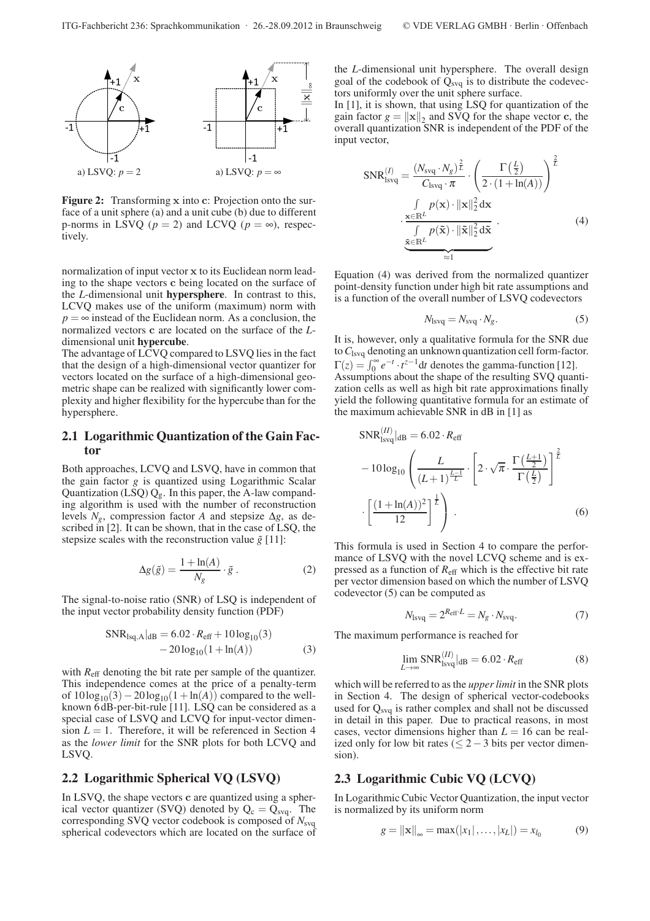a) LSVQ: $p = 2$ a) LSVQ: $p = \infty$

**Figure 2:** Transforming $\mathbf{x}$ into $\mathbf{c}$: Projection onto the surface of a unit sphere (a) and a unit cube (b) due to different p-norms in LSVQ ($p = 2$) and LCVQ ($p = \infty$), respectively.

normalization of input vector $\mathbf{x}$ to its Euclidean norm leading to the shape vectors $\mathbf{c}$ being located on the surface of the $L$-dimensional unit **hypersphere**. In contrast to this, LCVQ makes use of the uniform (maximum) norm with $p = \infty$ instead of the Euclidean norm. As a conclusion, the normalized vectors $\mathbf{c}$ are located on the surface of the $L$-dimensional unit **hypercube**.

The advantage of LCVQ compared to LSVQ lies in the fact that the design of a high-dimensional vector quantizer for vectors located on the surface of a high-dimensional geometric shape can be realized with significantly lower complexity and higher flexibility for the hypercube than for the hypersphere.

## 2.1 Logarithmic Quantization of the Gain Factor

Both approaches, LCVQ and LSVQ, have in common that the gain factor $g$ is quantized using Logarithmic Scalar Quantization (LSQ) $Q_g$. In this paper, the A-law companding algorithm is used with the number of reconstruction levels $N_g$, compression factor $A$ and stepsize $\Delta g$, as described in [2]. It can be shown, that in the case of LSQ, the stepsize scales with the reconstruction value $\tilde{g}$ [11]:

$$\Delta g(\tilde{g}) = \frac{1+\ln(A)}{N_g} \cdot \tilde{g}\,. \tag{2}$$

The signal-to-noise ratio (SNR) of LSQ is independent of the input vector probability density function (PDF)

$$\mathrm{SNR}_{\mathrm{lsq,A}}|_{\mathrm{dB}} = 6.02 \cdot R_{\mathrm{eff}} + 10\log_{10}(3) - 20\log_{10}(1+\ln(A)) \tag{3}$$

with $R_{\mathrm{eff}}$ denoting the bit rate per sample of the quantizer. This independence comes at the price of a penalty-term of $10\log_{10}(3) - 20\log_{10}(1+\ln(A))$ compared to the well-known 6 dB-per-bit-rule [11]. LSQ can be considered as a special case of LSVQ and LCVQ for input-vector dimension $L = 1$. Therefore, it will be referenced in Section 4 as the *lower limit* for the SNR plots for both LCVQ and LSVQ.

## 2.2 Logarithmic Spherical VQ (LSVQ)

In LSVQ, the shape vectors $\mathbf{c}$ are quantized using a spherical vector quantizer (SVQ) denoted by $Q_c = Q_{\mathrm{svq}}$. The corresponding SVQ vector codebook is composed of $N_{\mathrm{svq}}$ spherical codevectors which are located on the surface of the $L$-dimensional unit hypersphere. The overall design goal of the codebook of $Q_{\mathrm{svq}}$ is to distribute the codevectors uniformly over the unit sphere surface.

In [1], it is shown, that using LSQ for quantization of the gain factor $g = \|\mathbf{x}\|_2$ and SVQ for the shape vector $\mathbf{c}$, the overall quantization SNR is independent of the PDF of the input vector,

$$\mathrm{SNR}^{(I)}_{\mathrm{lsvq}} = \frac{(N_{\mathrm{svq}} \cdot N_g)^{\frac{2}{L}}}{C_{\mathrm{lsvq}} \cdot \pi} \cdot \left( \frac{\Gamma\left(\frac{L}{2}\right)}{2 \cdot (1+\ln(A))} \right)^{\frac{2}{L}} \cdot \underbrace{\frac{\int_{\mathbf{x}\in\mathbb{R}^L} p(\mathbf{x}) \cdot \|\mathbf{x}\|_2^2 \, d\mathbf{x}}{\int_{\tilde{\mathbf{x}}\in\mathbb{R}^L} p(\tilde{\mathbf{x}}) \cdot \|\tilde{\mathbf{x}}\|_2^2 \, d\tilde{\mathbf{x}}}}_{\approx 1}\,. \tag{4}$$

Equation (4) was derived from the normalized quantizer point-density function under high bit rate assumptions and is a function of the overall number of LSVQ codevectors

$$N_{\mathrm{lsvq}} = N_{\mathrm{svq}} \cdot N_g. \tag{5}$$

It is, however, only a qualitative formula for the SNR due to $C_{\mathrm{lsvq}}$ denoting an unknown quantization cell form-factor. $\Gamma(z) = \int_0^\infty e^{-t} \cdot t^{z-1} dt$ denotes the gamma-function [12]. Assumptions about the shape of the resulting SVQ quantization cells as well as high bit rate approximations finally yield the following quantitative formula for an estimate of the maximum achievable SNR in dB in [1] as

$$\mathrm{SNR}^{(II)}_{\mathrm{lsvq}}|_{\mathrm{dB}} = 6.02 \cdot R_{\mathrm{eff}} - 10\log_{10}\left( \frac{L}{(L+1)^{\frac{L-1}{L}}} \cdot \left[ 2 \cdot \sqrt{\pi} \cdot \frac{\Gamma\left(\frac{L+1}{2}\right)}{\Gamma\left(\frac{L}{2}\right)} \right]^{\frac{2}{L}} \cdot \left[ \frac{(1+\ln(A))^2}{12} \right]^{\frac{1}{L}} \right). \tag{6}$$

This formula is used in Section 4 to compare the performance of LSVQ with the novel LCVQ scheme and is expressed as a function of $R_{\mathrm{eff}}$ which is the effective bit rate per vector dimension based on which the number of LSVQ codevector (5) can be computed as

$$N_{\mathrm{lsvq}} = 2^{R_{\mathrm{eff}} \cdot L} = N_g \cdot N_{\mathrm{svq}}. \tag{7}$$

The maximum performance is reached for

$$\lim_{L\to\infty} \mathrm{SNR}^{(II)}_{\mathrm{lsvq}}|_{\mathrm{dB}} = 6.02 \cdot R_{\mathrm{eff}} \tag{8}$$

which will be referred to as the *upper limit* in the SNR plots in Section 4. The design of spherical vector-codebooks used for $Q_{\mathrm{svq}}$ is rather complex and shall not be discussed in detail in this paper. Due to practical reasons, in most cases, vector dimensions higher than $L = 16$ can be realized only for low bit rates ($\leq 2-3$ bits per vector dimension).

## 2.3 Logarithmic Cubic VQ (LCVQ)

In Logarithmic Cubic Vector Quantization, the input vector is normalized by its uniform norm

$$g = \|\mathbf{x}\|_\infty = \max(|x_1|, \ldots, |x_L|) = x_{l_0} \tag{9}$$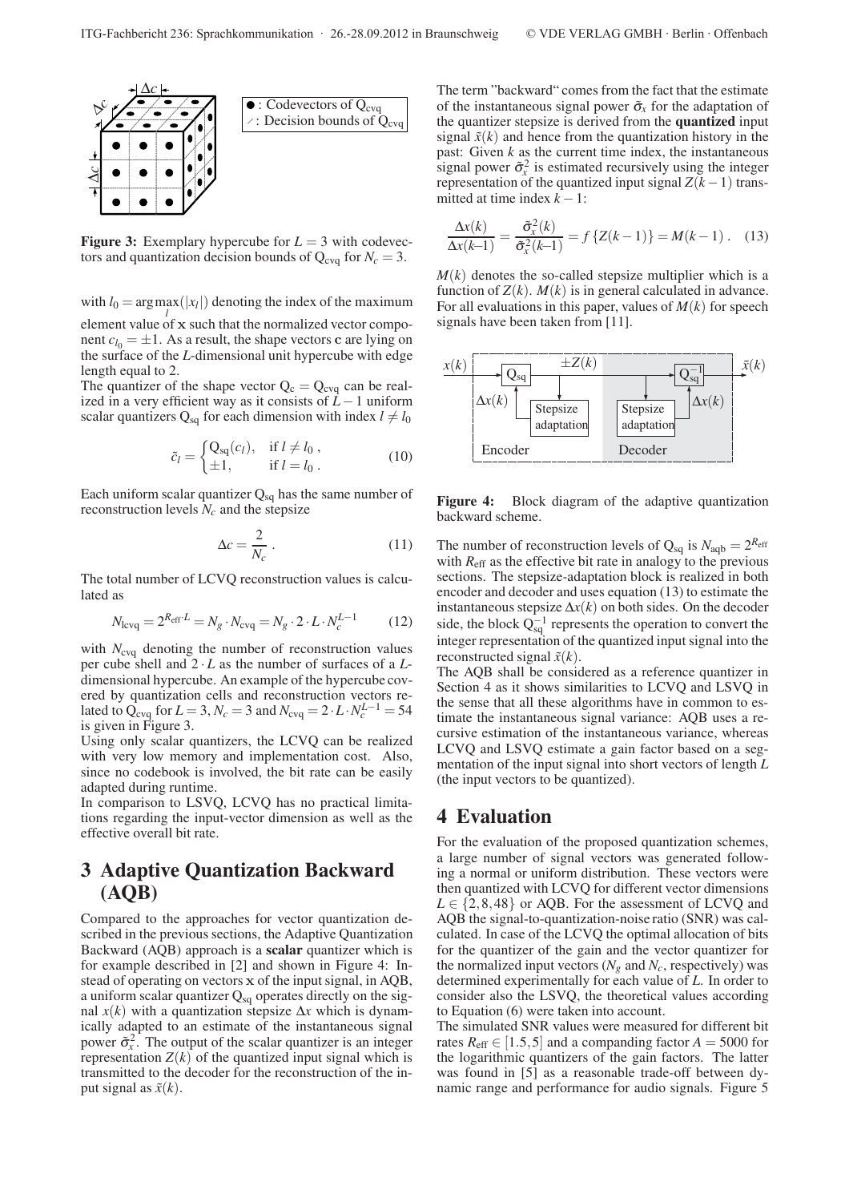**Figure 3:** Exemplary hypercube for $L = 3$ with codevectors and quantization decision bounds of $\mathrm{Q}_{\mathrm{cvq}}$ for $N_c = 3$.

with $l_0 = \arg\max_l(|x_l|)$ denoting the index of the maximum element value of $\mathbf{x}$ such that the normalized vector component $c_{l_0} = \pm 1$. As a result, the shape vectors $\mathbf{c}$ are lying on the surface of the $L$-dimensional unit hypercube with edge length equal to 2.

The quantizer of the shape vector $\mathrm{Q}_{\mathrm{c}} = \mathrm{Q}_{\mathrm{cvq}}$ can be realized in a very efficient way as it consists of $L-1$ uniform scalar quantizers $\mathrm{Q}_{\mathrm{sq}}$ for each dimension with index $l \neq l_0$

$$\tilde{c}_l = \begin{cases} \mathrm{Q}_{\mathrm{sq}}(c_l), & \text{if } l \neq l_0 \,, \\ \pm 1, & \text{if } l = l_0 \,. \end{cases} \tag{10}$$

Each uniform scalar quantizer $\mathrm{Q}_{\mathrm{sq}}$ has the same number of reconstruction levels $N_c$ and the stepsize

$$\Delta c = \frac{2}{N_c} \,. \tag{11}$$

The total number of LCVQ reconstruction values is calculated as

$$N_{\mathrm{lcvq}} = 2^{R_{\mathrm{eff}} \cdot L} = N_g \cdot N_{\mathrm{cvq}} = N_g \cdot 2 \cdot L \cdot N_c^{L-1} \tag{12}$$

with $N_{\mathrm{cvq}}$ denoting the number of reconstruction values per cube shell and $2 \cdot L$ as the number of surfaces of a $L$-dimensional hypercube. An example of the hypercube covered by quantization cells and reconstruction vectors related to $\mathrm{Q}_{\mathrm{cvq}}$ for $L = 3$, $N_c = 3$ and $N_{\mathrm{cvq}} = 2 \cdot L \cdot N_c^{L-1} = 54$ is given in Figure 3.

Using only scalar quantizers, the LCVQ can be realized with very low memory and implementation cost. Also, since no codebook is involved, the bit rate can be easily adapted during runtime.

In comparison to LSVQ, LCVQ has no practical limitations regarding the input-vector dimension as well as the effective overall bit rate.

# 3 Adaptive Quantization Backward (AQB)

Compared to the approaches for vector quantization described in the previous sections, the Adaptive Quantization Backward (AQB) approach is a **scalar** quantizer which is for example described in [2] and shown in Figure 4: Instead of operating on vectors $\mathbf{x}$ of the input signal, in AQB, a uniform scalar quantizer $\mathrm{Q}_{\mathrm{sq}}$ operates directly on the signal $x(k)$ with a quantization stepsize $\Delta x$ which is dynamically adapted to an estimate of the instantaneous signal power $\tilde{\sigma}_x^2$. The output of the scalar quantizer is an integer representation $Z(k)$ of the quantized input signal which is transmitted to the decoder for the reconstruction of the input signal as $\tilde{x}(k)$.

The term "backward" comes from the fact that the estimate of the instantaneous signal power $\tilde{\sigma}_x$ for the adaptation of the quantizer stepsize is derived from the **quantized** input signal $\tilde{x}(k)$ and hence from the quantization history in the past: Given $k$ as the current time index, the instantaneous signal power $\tilde{\sigma}_x^2$ is estimated recursively using the integer representation of the quantized input signal $Z(k-1)$ transmitted at time index $k-1$:

$$\frac{\Delta x(k)}{\Delta x(k\!-\!1)} = \frac{\tilde{\sigma}_x^2(k)}{\tilde{\sigma}_x^2(k\!-\!1)} = f\,\{Z(k-1)\} = M(k-1) \,. \tag{13}$$

$M(k)$ denotes the so-called stepsize multiplier which is a function of $Z(k)$. $M(k)$ is in general calculated in advance. For all evaluations in this paper, values of $M(k)$ for speech signals have been taken from [11].

**Figure 4:** Block diagram of the adaptive quantization backward scheme.

The number of reconstruction levels of $\mathrm{Q}_{\mathrm{sq}}$ is $N_{\mathrm{aqb}} = 2^{R_{\mathrm{eff}}}$ with $R_{\mathrm{eff}}$ as the effective bit rate in analogy to the previous sections. The stepsize-adaptation block is realized in both encoder and decoder and uses equation (13) to estimate the instantaneous stepsize $\Delta x(k)$ on both sides. On the decoder side, the block $\mathrm{Q}_{\mathrm{sq}}^{-1}$ represents the operation to convert the integer representation of the quantized input signal into the reconstructed signal $\tilde{x}(k)$.

The AQB shall be considered as a reference quantizer in Section 4 as it shows similarities to LCVQ and LSVQ in the sense that all these algorithms have in common to estimate the instantaneous signal variance: AQB uses a recursive estimation of the instantaneous variance, whereas LCVQ and LSVQ estimate a gain factor based on a segmentation of the input signal into short vectors of length $L$ (the input vectors to be quantized).

# 4 Evaluation

For the evaluation of the proposed quantization schemes, a large number of signal vectors was generated following a normal or uniform distribution. These vectors were then quantized with LCVQ for different vector dimensions $L \in \{2, 8, 48\}$ or AQB. For the assessment of LCVQ and AQB the signal-to-quantization-noise ratio (SNR) was calculated. In case of the LCVQ the optimal allocation of bits for the quantizer of the gain and the vector quantizer for the normalized input vectors ($N_g$ and $N_c$, respectively) was determined experimentally for each value of $L$. In order to consider also the LSVQ, the theoretical values according to Equation (6) were taken into account.

The simulated SNR values were measured for different bit rates $R_{\mathrm{eff}} \in [1.5, 5]$ and a companding factor $A = 5000$ for the logarithmic quantizers of the gain factors. The latter was found in [5] as a reasonable trade-off between dynamic range and performance for audio signals. Figure 5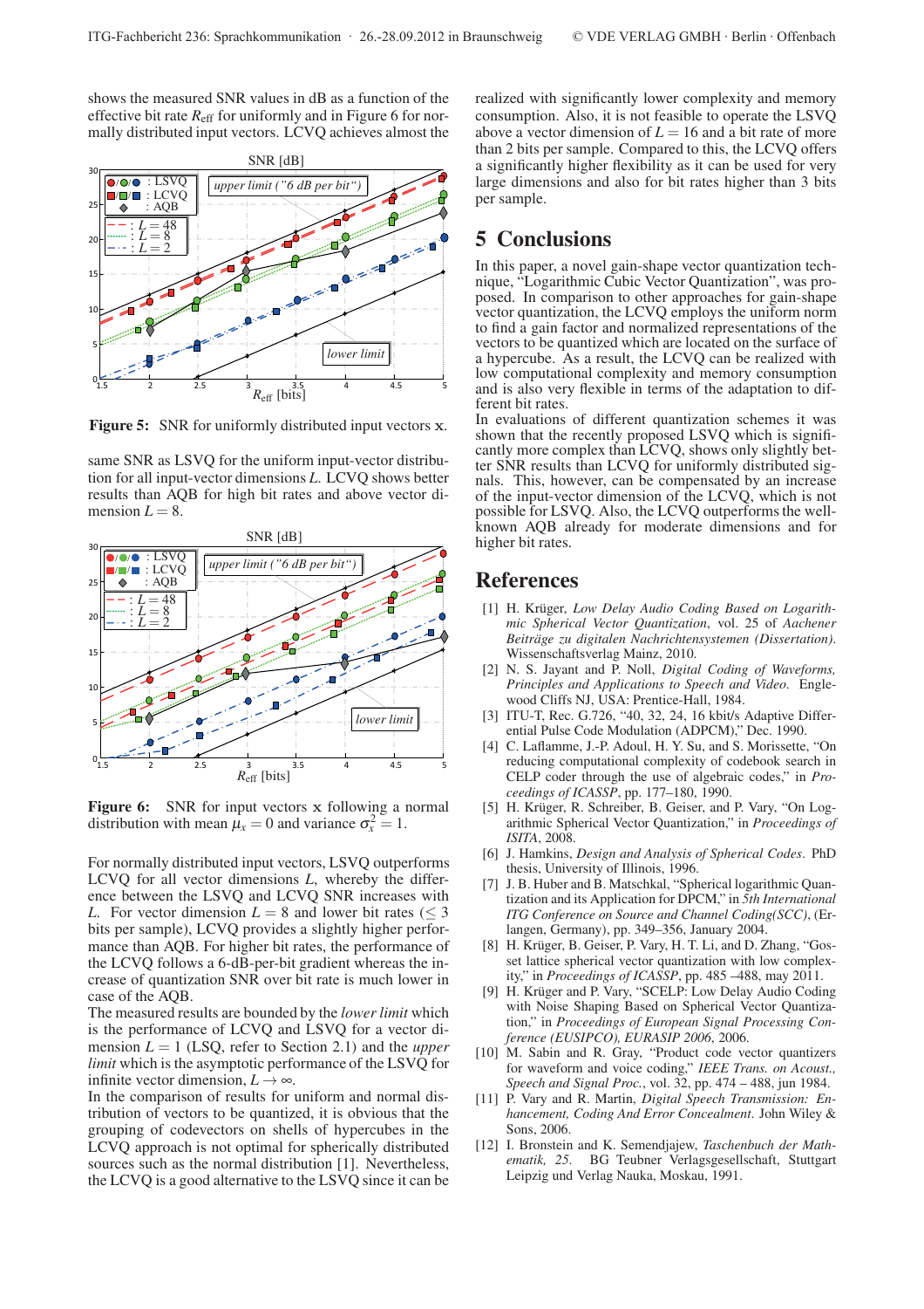shows the measured SNR values in dB as a function of the effective bit rate $R_{\text{eff}}$ for uniformly and in Figure 6 for normally distributed input vectors. LCVQ achieves almost the

SNR [dB]

LSVQ
LCVQ
AQB
upper limit ("6 dB per bit")
$L = 48$
$L = 8$
$L = 2$
lower limit
30
25
20
15
10
5
0
1.5
2
2.5
3
3.5
4
4.5
5
$R_{\text{eff}}$ [bits]

**Figure 5:** SNR for uniformly distributed input vectors $\mathbf{x}$.

same SNR as LSVQ for the uniform input-vector distribution for all input-vector dimensions $L$. LCVQ shows better results than AQB for high bit rates and above vector dimension $L = 8$.

SNR [dB]

LSVQ
LCVQ
AQB
upper limit ("6 dB per bit")
$L = 48$
$L = 8$
$L = 2$
lower limit
30
25
20
15
10
5
0
1.5
2
2.5
3
3.5
4
4.5
5
$R_{\text{eff}}$ [bits]

**Figure 6:** SNR for input vectors $\mathbf{x}$ following a normal distribution with mean $\mu_x = 0$ and variance $\sigma_x^2 = 1$.

For normally distributed input vectors, LSVQ outperforms LCVQ for all vector dimensions $L$, whereby the difference between the LSVQ and LCVQ SNR increases with $L$. For vector dimension $L = 8$ and lower bit rates ($\leq 3$ bits per sample), LCVQ provides a slightly higher performance than AQB. For higher bit rates, the performance of the LCVQ follows a 6-dB-per-bit gradient whereas the increase of quantization SNR over bit rate is much lower in case of the AQB.

The measured results are bounded by the *lower limit* which is the performance of LCVQ and LSVQ for a vector dimension $L = 1$ (LSQ, refer to Section 2.1) and the *upper limit* which is the asymptotic performance of the LSVQ for infinite vector dimension, $L \to \infty$.

In the comparison of results for uniform and normal distribution of vectors to be quantized, it is obvious that the grouping of codevectors on shells of hypercubes in the LCVQ approach is not optimal for spherically distributed sources such as the normal distribution [1]. Nevertheless, the LCVQ is a good alternative to the LSVQ since it can be realized with significantly lower complexity and memory consumption. Also, it is not feasible to operate the LSVQ above a vector dimension of $L = 16$ and a bit rate of more than 2 bits per sample. Compared to this, the LCVQ offers a significantly higher flexibility as it can be used for very large dimensions and also for bit rates higher than 3 bits per sample.

## 5 Conclusions

In this paper, a novel gain-shape vector quantization technique, "Logarithmic Cubic Vector Quantization", was proposed. In comparison to other approaches for gain-shape vector quantization, the LCVQ employs the uniform norm to find a gain factor and normalized representations of the vectors to be quantized which are located on the surface of a hypercube. As a result, the LCVQ can be realized with low computational complexity and memory consumption and is also very flexible in terms of the adaptation to different bit rates.

In evaluations of different quantization schemes it was shown that the recently proposed LSVQ which is significantly more complex than LCVQ, shows only slightly better SNR results than LCVQ for uniformly distributed signals. This, however, can be compensated by an increase of the input-vector dimension of the LCVQ, which is not possible for LSVQ. Also, the LCVQ outperforms the well-known AQB already for moderate dimensions and for higher bit rates.

## References

[1] H. Krüger, *Low Delay Audio Coding Based on Logarithmic Spherical Vector Quantization*, vol. 25 of *Aachener Beiträge zu digitalen Nachrichtensystemen (Dissertation)*. Wissenschaftsverlag Mainz, 2010.

[2] N. S. Jayant and P. Noll, *Digital Coding of Waveforms, Principles and Applications to Speech and Video*. Englewood Cliffs NJ, USA: Prentice-Hall, 1984.

[3] ITU-T, Rec. G.726, "40, 32, 24, 16 kbit/s Adaptive Differential Pulse Code Modulation (ADPCM)," Dec. 1990.

[4] C. Laflamme, J.-P. Adoul, H. Y. Su, and S. Morissette, "On reducing computational complexity of codebook search in CELP coder through the use of algebraic codes," in *Proceedings of ICASSP*, pp. 177–180, 1990.

[5] H. Krüger, R. Schreiber, B. Geiser, and P. Vary, "On Logarithmic Spherical Vector Quantization," in *Proceedings of ISITA*, 2008.

[6] J. Hamkins, *Design and Analysis of Spherical Codes*. PhD thesis, University of Illinois, 1996.

[7] J. B. Huber and B. Matschkal, "Spherical logarithmic Quantization and its Application for DPCM," in *5th International ITG Conference on Source and Channel Coding(SCC)*, (Erlangen, Germany), pp. 349–356, January 2004.

[8] H. Krüger, B. Geiser, P. Vary, H. T. Li, and D. Zhang, "Gosset lattice spherical vector quantization with low complexity," in *Proceedings of ICASSP*, pp. 485 –488, may 2011.

[9] H. Krüger and P. Vary, "SCELP: Low Delay Audio Coding with Noise Shaping Based on Spherical Vector Quantization," in *Proceedings of European Signal Processing Conference (EUSIPCO), EURASIP 2006*, 2006.

[10] M. Sabin and R. Gray, "Product code vector quantizers for waveform and voice coding," *IEEE Trans. on Acoust., Speech and Signal Proc.*, vol. 32, pp. 474 – 488, jun 1984.

[11] P. Vary and R. Martin, *Digital Speech Transmission: Enhancement, Coding And Error Concealment*. John Wiley & Sons, 2006.

[12] I. Bronstein and K. Semendjajew, *Taschenbuch der Mathematik, 25.* BG Teubner Verlagsgesellschaft, Stuttgart Leipzig und Verlag Nauka, Moskau, 1991.